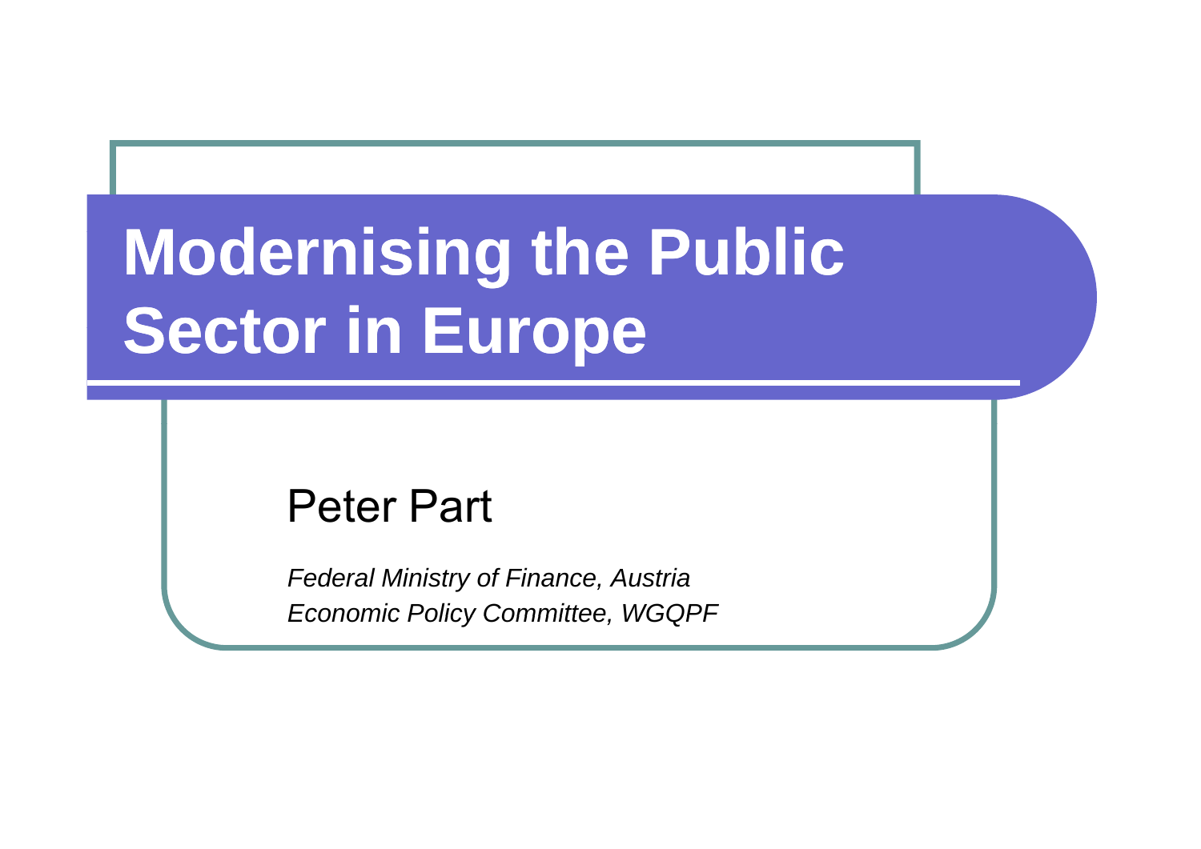# Modernising the Public Sector in Europe

Peter Part

*Federal Ministry of Finance, Austria*
*Economic Policy Committee, WGQPF*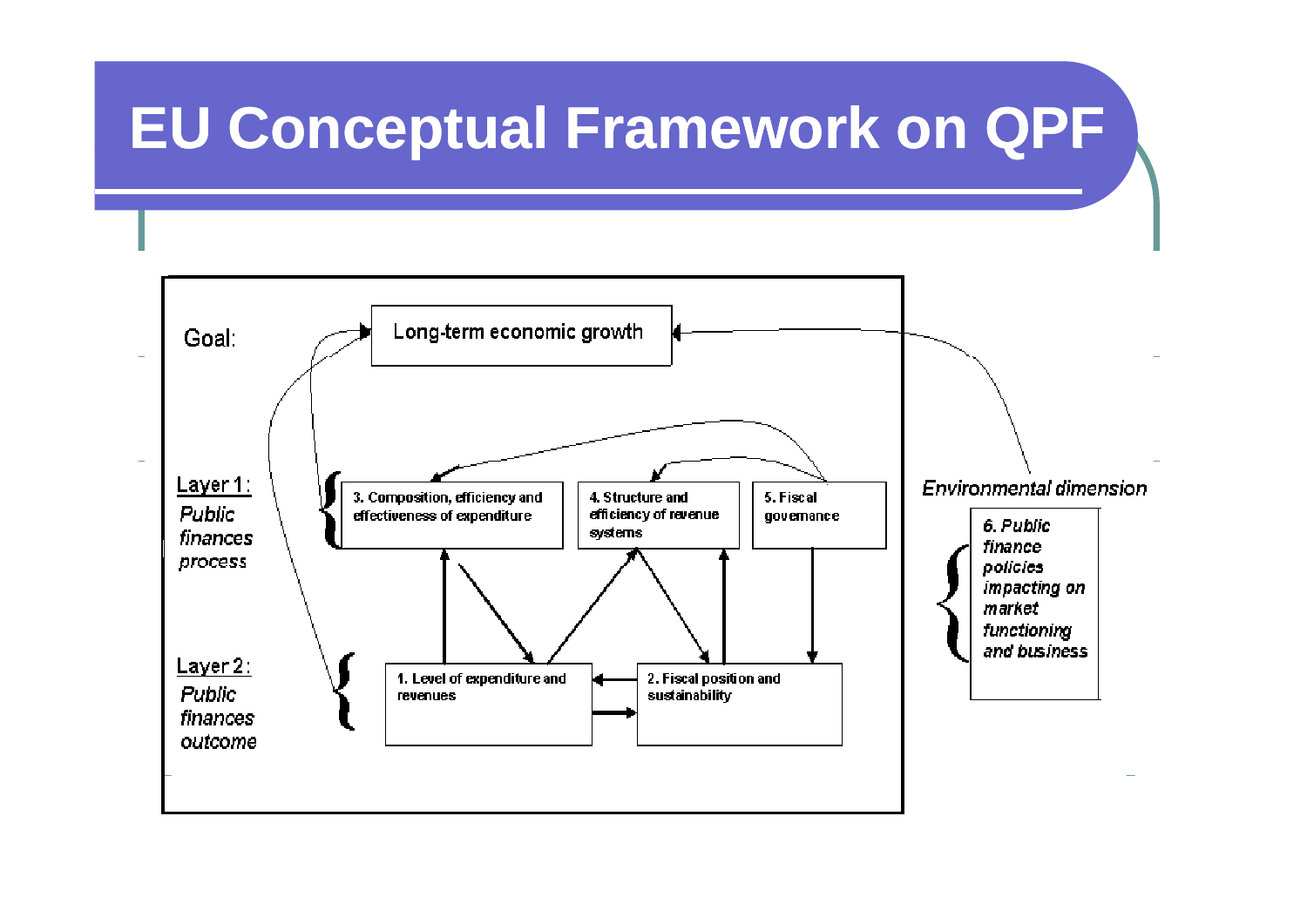# EU Conceptual Framework on QPF

Goal: Long-term economic growth

Layer 1: *Public finances process*

- 3. Composition, efficiency and effectiveness of expenditure
- 4. Structure and efficiency of revenue systems
- 5. Fiscal governance

Layer 2: *Public finances outcome*

- 1. Level of expenditure and revenues
- 2. Fiscal position and sustainability

*Environmental dimension*

- *6. Public finance policies impacting on market functioning and business*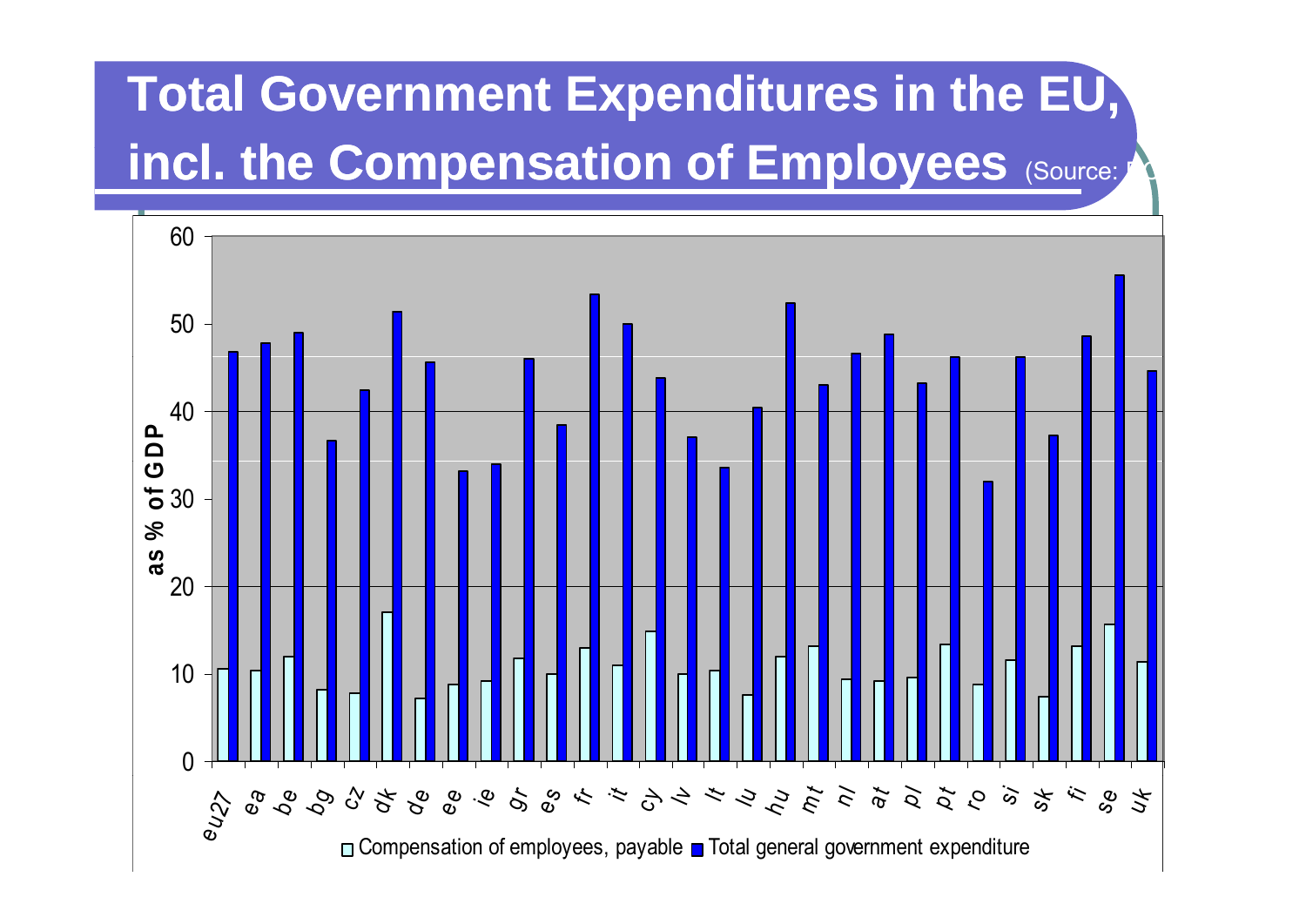# Total Government Expenditures in the EU, incl. the Compensation of Employees (Source: E

60
50
40
30
20
10
0

as % of GDP

eu27 ea be bg cz dk de ee ie gr es fr it cy lv lt lu hu mt nl at pl pt ro si sk fi se uk

Compensation of employees, payable | Total general government expenditure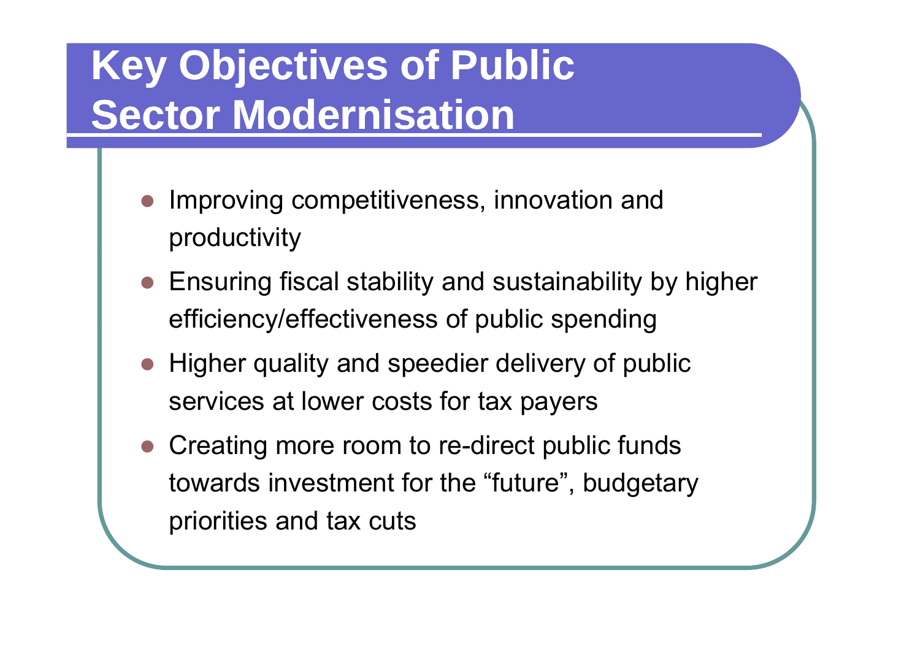# Key Objectives of Public Sector Modernisation

- Improving competitiveness, innovation and productivity
- Ensuring fiscal stability and sustainability by higher efficiency/effectiveness of public spending
- Higher quality and speedier delivery of public services at lower costs for tax payers
- Creating more room to re-direct public funds towards investment for the "future", budgetary priorities and tax cuts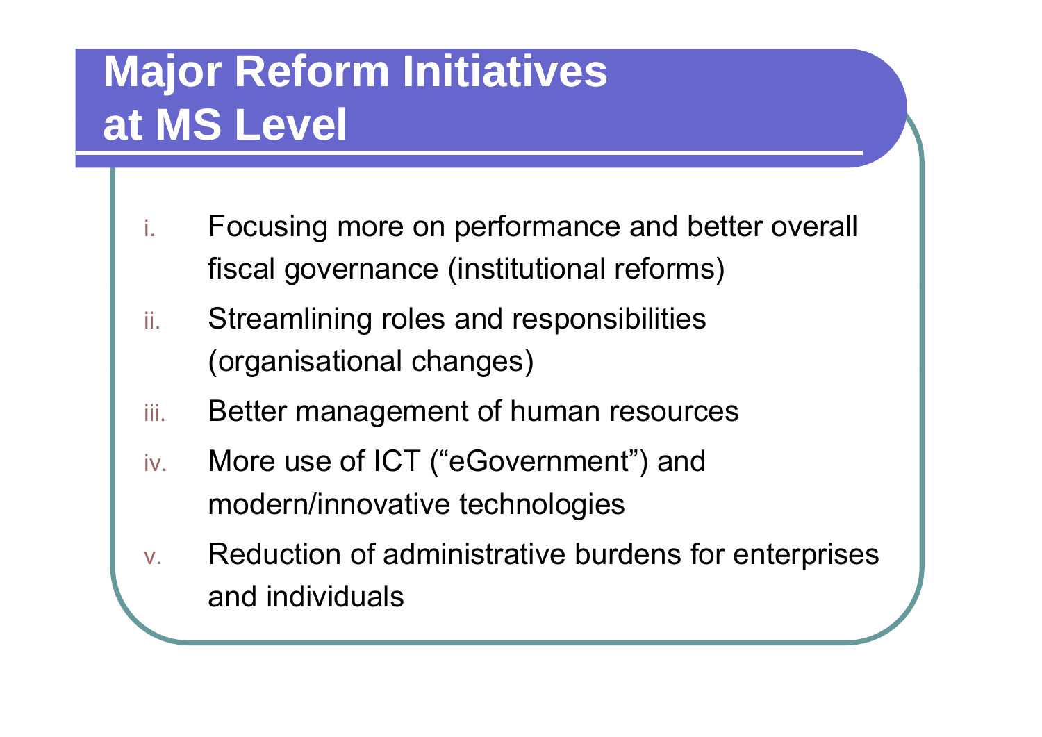# Major Reform Initiatives at MS Level

1. Focusing more on performance and better overall fiscal governance (institutional reforms)
2. Streamlining roles and responsibilities (organisational changes)
3. Better management of human resources
4. More use of ICT (“eGovernment”) and modern/innovative technologies
5. Reduction of administrative burdens for enterprises and individuals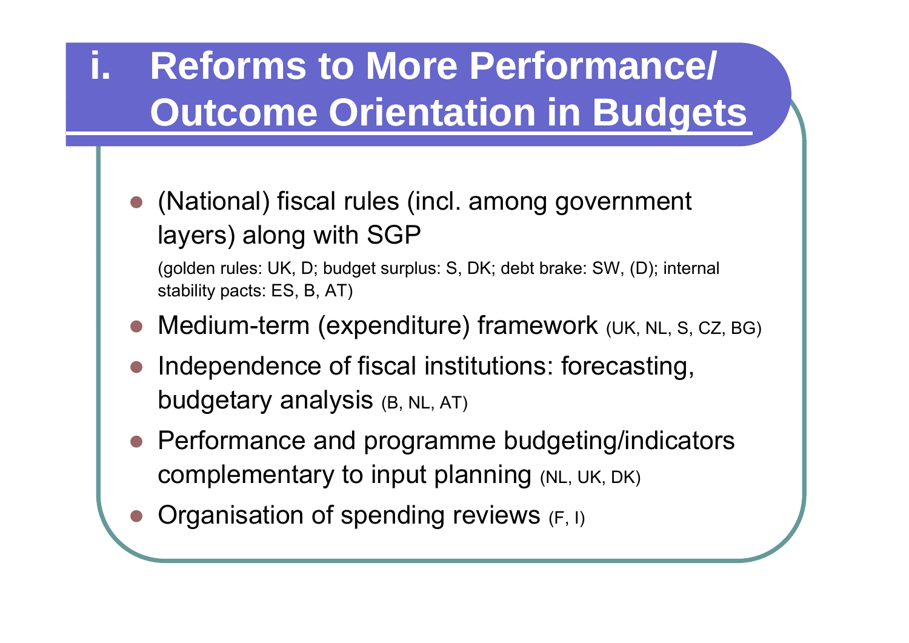# i. Reforms to More Performance/ Outcome Orientation in Budgets

- (National) fiscal rules (incl. among government layers) along with SGP
  
  (golden rules: UK, D; budget surplus: S, DK; debt brake: SW, (D); internal stability pacts: ES, B, AT)

- Medium-term (expenditure) framework (UK, NL, S, CZ, BG)
- Independence of fiscal institutions: forecasting, budgetary analysis (B, NL, AT)
- Performance and programme budgeting/indicators complementary to input planning (NL, UK, DK)
- Organisation of spending reviews (F, I)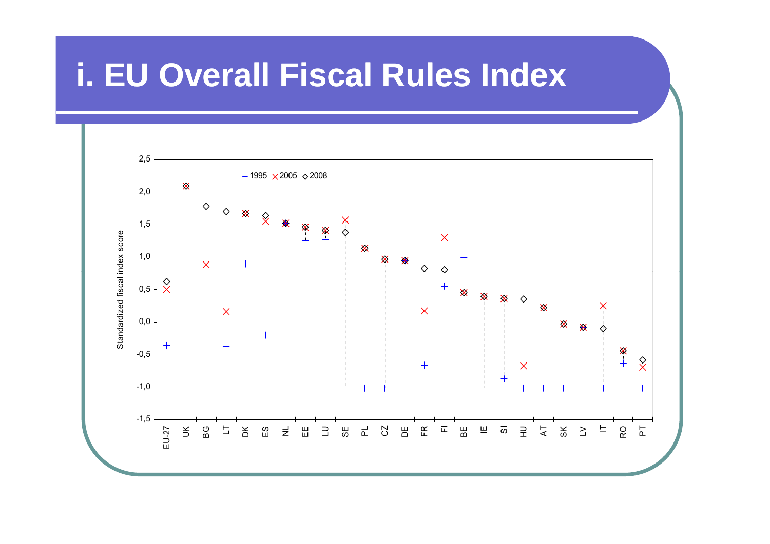# i. EU Overall Fiscal Rules Index

Standardized fiscal index score

+ 1995 × 2005 ◇ 2008

2,5
2,0
1,5
1,0
0,5
0,0
-0,5
-1,0
-1,5

EU-27 UK BG LT DK ES NL EE LU SE PL CZ DE FR FI BE IE SI HU AT SK LV IT RO PT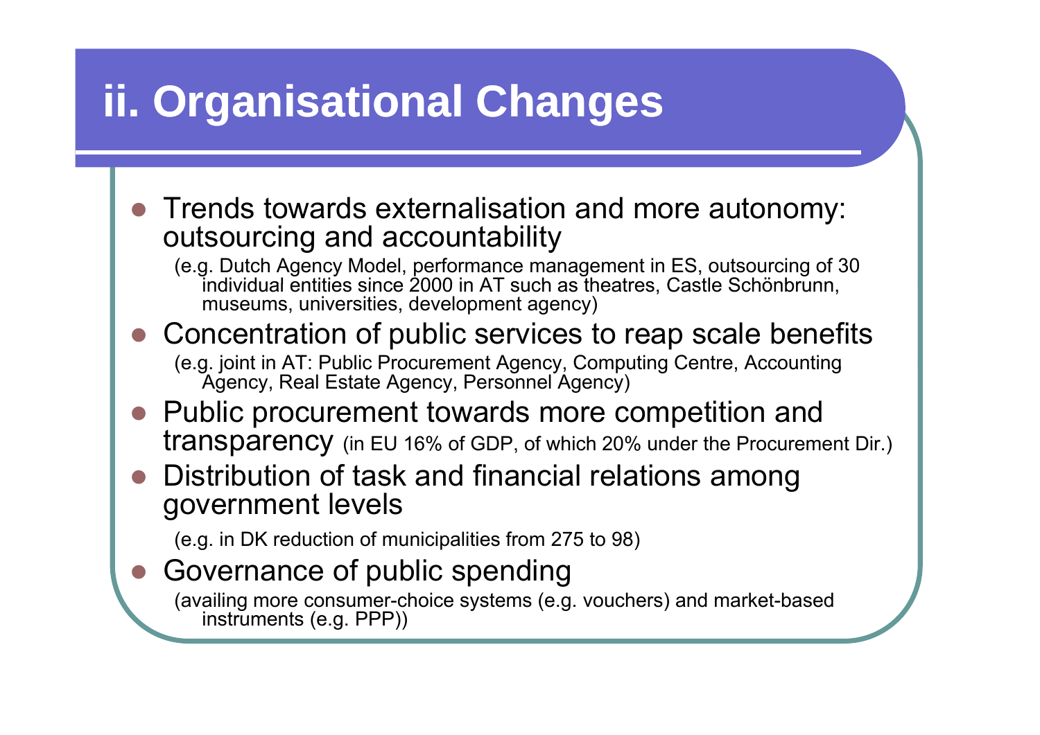# ii. Organisational Changes

- Trends towards externalisation and more autonomy: outsourcing and accountability

  (e.g. Dutch Agency Model, performance management in ES, outsourcing of 30 individual entities since 2000 in AT such as theatres, Castle Schönbrunn, museums, universities, development agency)

- Concentration of public services to reap scale benefits

  (e.g. joint in AT: Public Procurement Agency, Computing Centre, Accounting Agency, Real Estate Agency, Personnel Agency)

- Public procurement towards more competition and transparency (in EU 16% of GDP, of which 20% under the Procurement Dir.)

- Distribution of task and financial relations among government levels

  (e.g. in DK reduction of municipalities from 275 to 98)

- Governance of public spending

  (availing more consumer-choice systems (e.g. vouchers) and market-based instruments (e.g. PPP))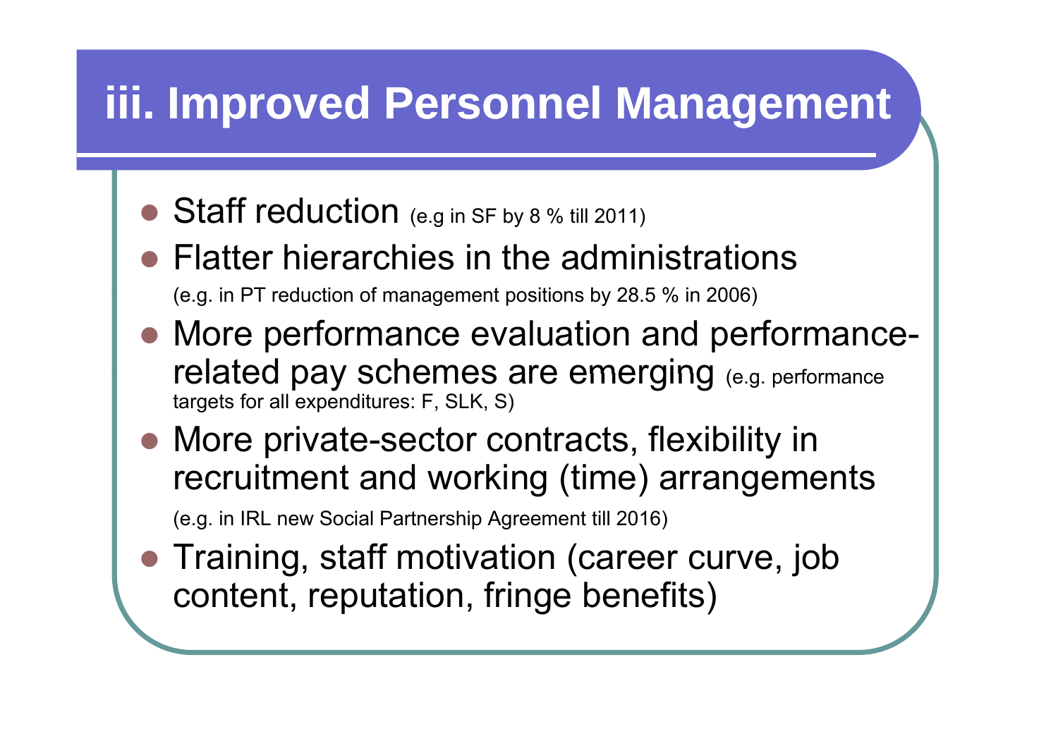# iii. Improved Personnel Management

- Staff reduction (e.g in SF by 8 % till 2011)
- Flatter hierarchies in the administrations
  (e.g. in PT reduction of management positions by 28.5 % in 2006)
- More performance evaluation and performance-related pay schemes are emerging (e.g. performance targets for all expenditures: F, SLK, S)
- More private-sector contracts, flexibility in recruitment and working (time) arrangements
  (e.g. in IRL new Social Partnership Agreement till 2016)
- Training, staff motivation (career curve, job content, reputation, fringe benefits)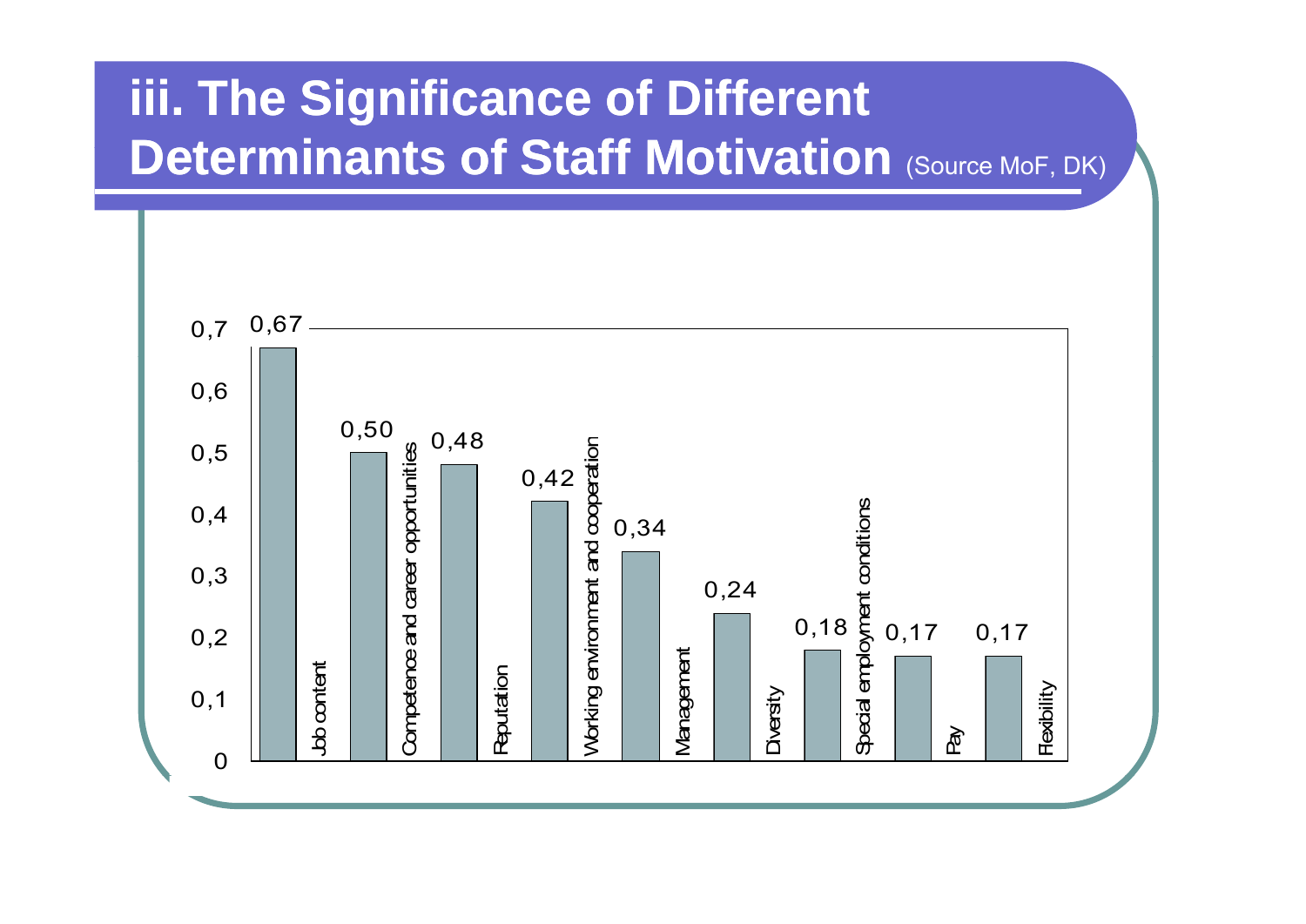# iii. The Significance of Different Determinants of Staff Motivation (Source MoF, DK)

| Determinant | Value |
|---|---|
| Job content | 0,67 |
| Competence and career opportunities | 0,50 |
| Reputation | 0,48 |
| Working environment and cooperation | 0,42 |
| Management | 0,34 |
| Diversity | 0,24 |
| Special employment conditions | 0,18 |
| Pay | 0,17 |
| Flexibility | 0,17 |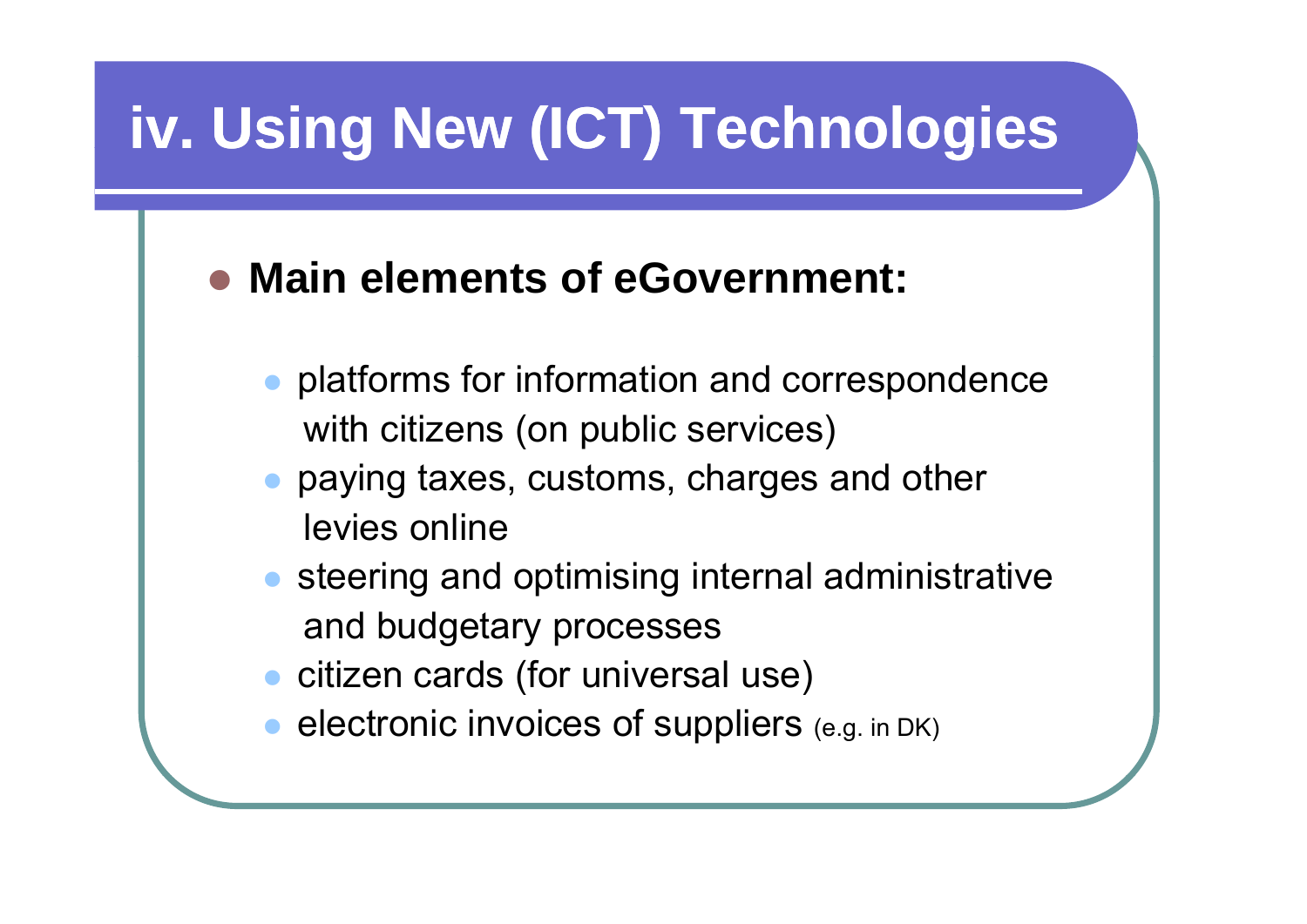# iv. Using New (ICT) Technologies

- **Main elements of eGovernment:**
  - platforms for information and correspondence with citizens (on public services)
  - paying taxes, customs, charges and other levies online
  - steering and optimising internal administrative and budgetary processes
  - citizen cards (for universal use)
  - electronic invoices of suppliers (e.g. in DK)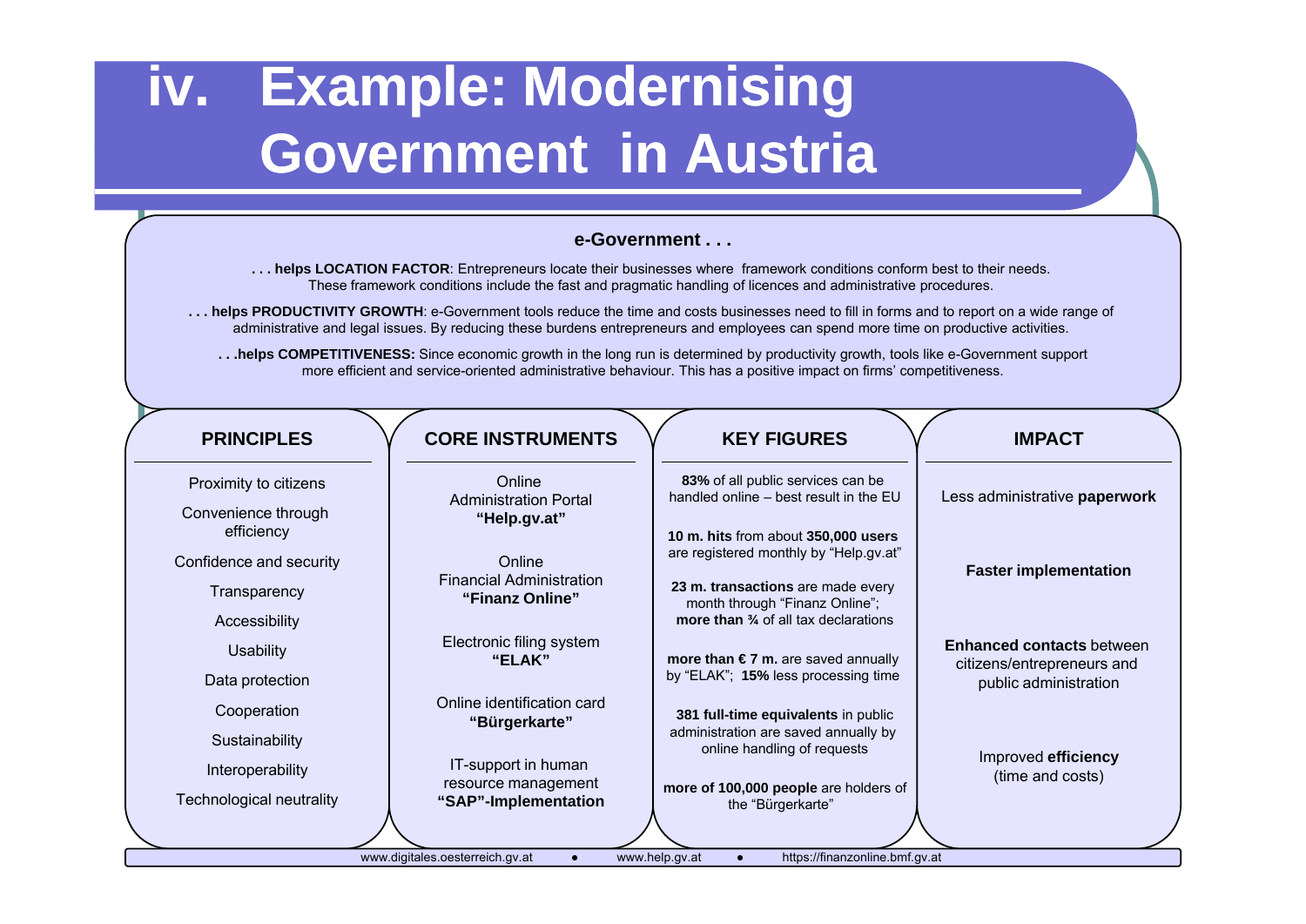# iv. Example: Modernising Government in Austria

### e-Government . . .

**. . . helps LOCATION FACTOR**: Entrepreneurs locate their businesses where framework conditions conform best to their needs. These framework conditions include the fast and pragmatic handling of licences and administrative procedures.

**. . . helps PRODUCTIVITY GROWTH**: e-Government tools reduce the time and costs businesses need to fill in forms and to report on a wide range of administrative and legal issues. By reducing these burdens entrepreneurs and employees can spend more time on productive activities.

**. . .helps COMPETITIVENESS:** Since economic growth in the long run is determined by productivity growth, tools like e-Government support more efficient and service-oriented administrative behaviour. This has a positive impact on firms' competitiveness.

| PRINCIPLES | CORE INSTRUMENTS | KEY FIGURES | IMPACT |
|---|---|---|---|
| Proximity to citizens<br>Convenience through efficiency<br>Confidence and security<br>Transparency<br>Accessibility<br>Usability<br>Data protection<br>Cooperation<br>Sustainability<br>Interoperability<br>Technological neutrality | Online Administration Portal **"Help.gv.at"**<br><br>Online Financial Administration **"Finanz Online"**<br><br>Electronic filing system **"ELAK"**<br><br>Online identification card **"Bürgerkarte"**<br><br>IT-support in human resource management **"SAP"-Implementation** | **83%** of all public services can be handled online – best result in the EU<br><br>**10 m. hits** from about **350,000 users** are registered monthly by "Help.gv.at"<br><br>**23 m. transactions** are made every month through "Finanz Online"; **more than ¾** of all tax declarations<br><br>**more than € 7 m.** are saved annually by "ELAK"; **15%** less processing time<br><br>**381 full-time equivalents** in public administration are saved annually by online handling of requests<br><br>**more of 100,000 people** are holders of the "Bürgerkarte" | Less administrative **paperwork**<br><br>**Faster implementation**<br><br>**Enhanced contacts** between citizens/entrepreneurs and public administration<br><br>Improved **efficiency** (time and costs) |

www.digitales.oesterreich.gv.at ● www.help.gv.at ● https://finanzonline.bmf.gv.at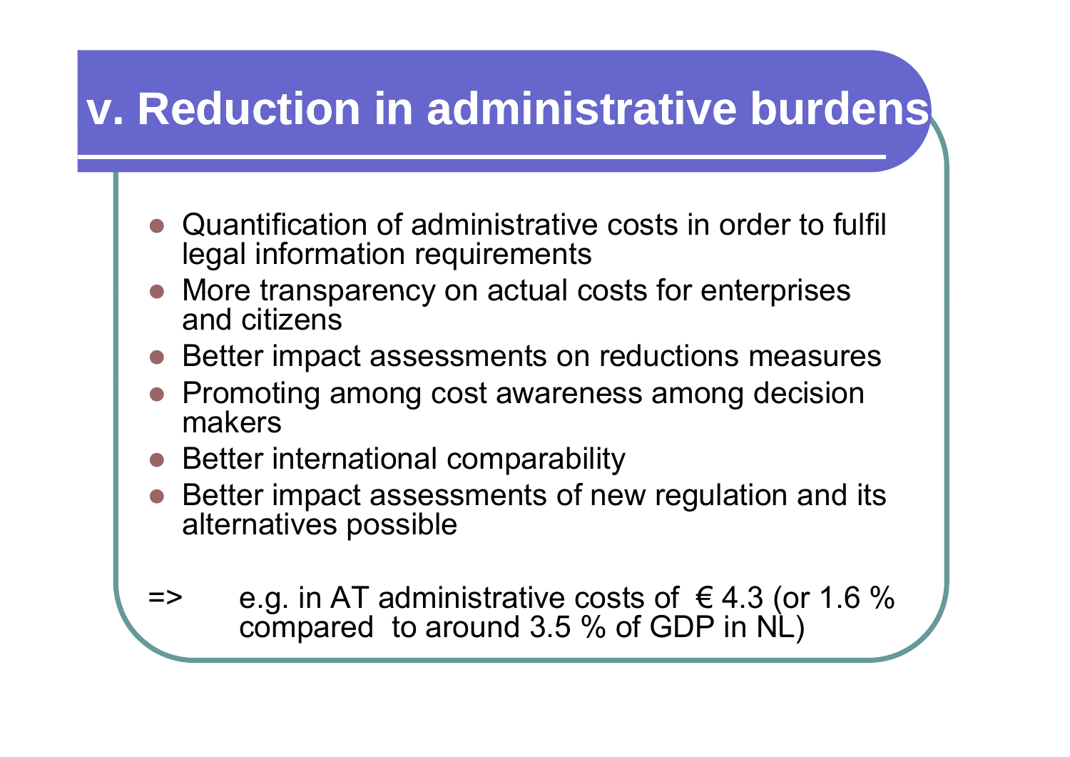# v. Reduction in administrative burdens

- Quantification of administrative costs in order to fulfil legal information requirements
- More transparency on actual costs for enterprises and citizens
- Better impact assessments on reductions measures
- Promoting among cost awareness among decision makers
- Better international comparability
- Better impact assessments of new regulation and its alternatives possible

=> e.g. in AT administrative costs of € 4.3 (or 1.6 % compared to around 3.5 % of GDP in NL)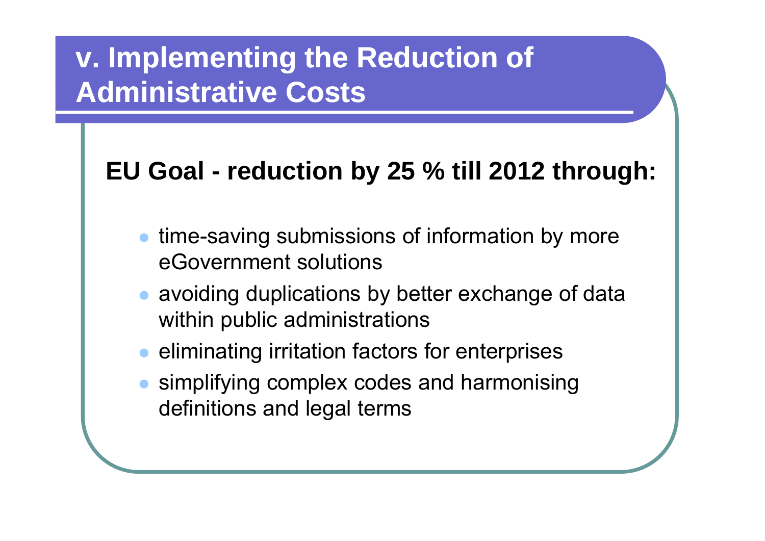# v. Implementing the Reduction of Administrative Costs

**EU Goal - reduction by 25 % till 2012 through:**

- time-saving submissions of information by more eGovernment solutions
- avoiding duplications by better exchange of data within public administrations
- eliminating irritation factors for enterprises
- simplifying complex codes and harmonising definitions and legal terms